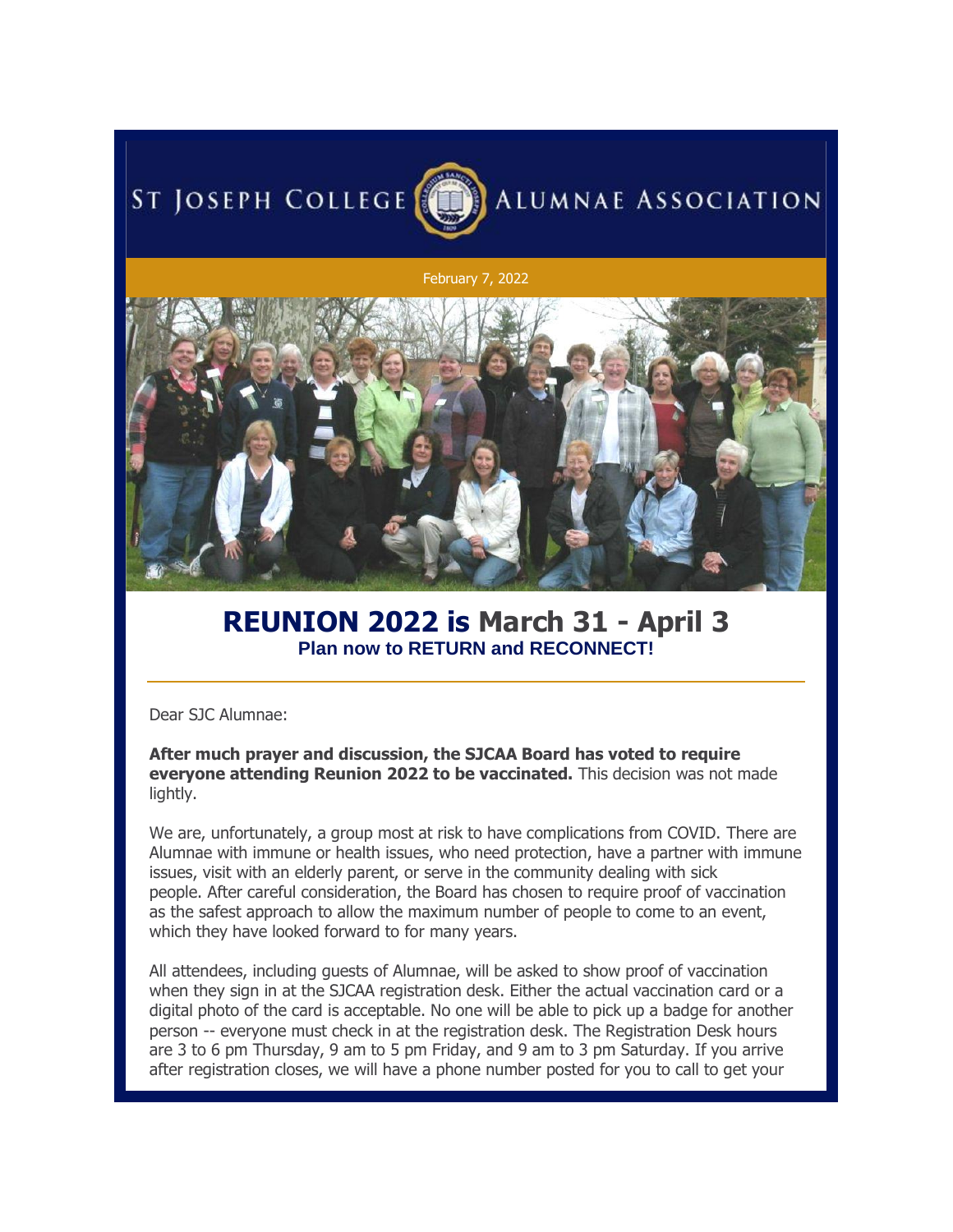# ST JOSEPH COLLEGE ALUMNAE ASSOCIATION

February 7, 2022

## REUNION 2022 is March 31 - April 3

### Plan now to RETURN and RECONNECT!

---

Dear SJC Alumnae:

**After much prayer and discussion, the SJCAA Board has voted to require everyone attending Reunion 2022 to be vaccinated.** This decision was not made lightly.

We are, unfortunately, a group most at risk to have complications from COVID. There are Alumnae with immune or health issues, who need protection, have a partner with immune issues, visit with an elderly parent, or serve in the community dealing with sick people. After careful consideration, the Board has chosen to require proof of vaccination as the safest approach to allow the maximum number of people to come to an event, which they have looked forward to for many years.

All attendees, including guests of Alumnae, will be asked to show proof of vaccination when they sign in at the SJCAA registration desk. Either the actual vaccination card or a digital photo of the card is acceptable. No one will be able to pick up a badge for another person -- everyone must check in at the registration desk. The Registration Desk hours are 3 to 6 pm Thursday, 9 am to 5 pm Friday, and 9 am to 3 pm Saturday. If you arrive after registration closes, we will have a phone number posted for you to call to get your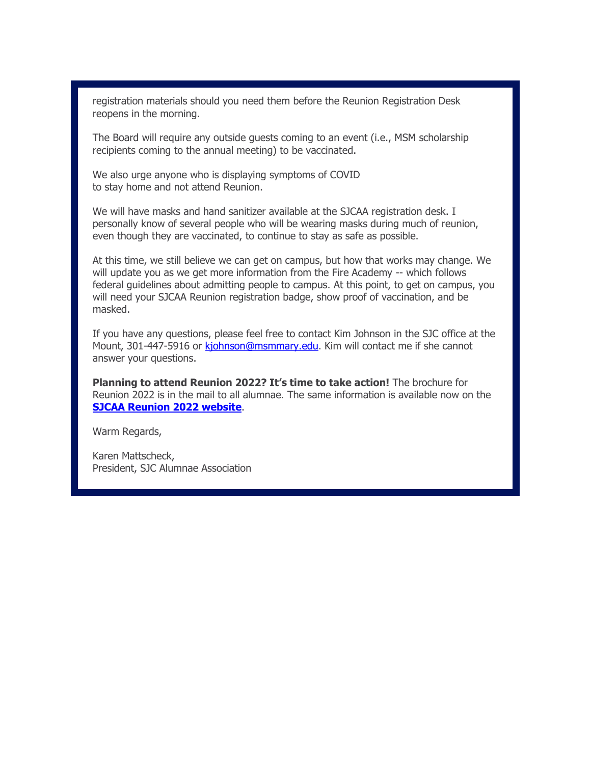registration materials should you need them before the Reunion Registration Desk reopens in the morning.

The Board will require any outside guests coming to an event (i.e., MSM scholarship recipients coming to the annual meeting) to be vaccinated.

We also urge anyone who is displaying symptoms of COVID to stay home and not attend Reunion.

We will have masks and hand sanitizer available at the SJCAA registration desk. I personally know of several people who will be wearing masks during much of reunion, even though they are vaccinated, to continue to stay as safe as possible.

At this time, we still believe we can get on campus, but how that works may change. We will update you as we get more information from the Fire Academy -- which follows federal guidelines about admitting people to campus. At this point, to get on campus, you will need your SJCAA Reunion registration badge, show proof of vaccination, and be masked.

If you have any questions, please feel free to contact Kim Johnson in the SJC office at the Mount, 301-447-5916 or kjohnson@msmmary.edu. Kim will contact me if she cannot answer your questions.

**Planning to attend Reunion 2022? It's time to take action!** The brochure for Reunion 2022 is in the mail to all alumnae. The same information is available now on the **SJCAA Reunion 2022 website**.

Warm Regards,

Karen Mattscheck,
President, SJC Alumnae Association